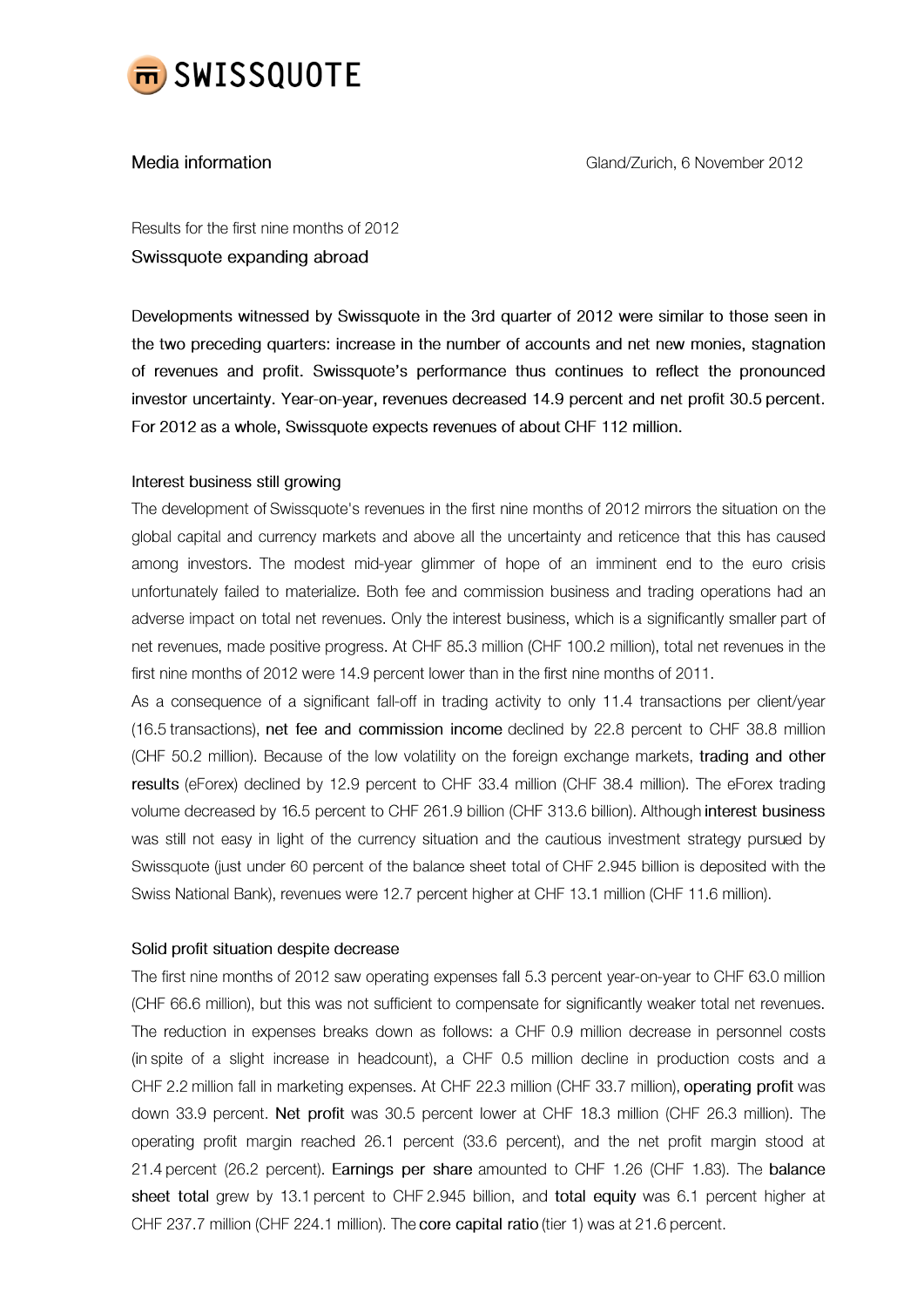SWISSQUOTE

Media information

Gland/Zurich, 6 November 2012

Results for the first nine months of 2012

# Swissquote expanding abroad

Developments witnessed by Swissquote in the 3rd quarter of 2012 were similar to those seen in the two preceding quarters: increase in the number of accounts and net new monies, stagnation of revenues and profit. Swissquote's performance thus continues to reflect the pronounced investor uncertainty. Year-on-year, revenues decreased 14.9 percent and net profit 30.5 percent. For 2012 as a whole, Swissquote expects revenues of about CHF 112 million.

## Interest business still growing

The development of Swissquote's revenues in the first nine months of 2012 mirrors the situation on the global capital and currency markets and above all the uncertainty and reticence that this has caused among investors. The modest mid-year glimmer of hope of an imminent end to the euro crisis unfortunately failed to materialize. Both fee and commission business and trading operations had an adverse impact on total net revenues. Only the interest business, which is a significantly smaller part of net revenues, made positive progress. At CHF 85.3 million (CHF 100.2 million), total net revenues in the first nine months of 2012 were 14.9 percent lower than in the first nine months of 2011.

As a consequence of a significant fall-off in trading activity to only 11.4 transactions per client/year (16.5 transactions), **net fee and commission income** declined by 22.8 percent to CHF 38.8 million (CHF 50.2 million). Because of the low volatility on the foreign exchange markets, **trading and other results** (eForex) declined by 12.9 percent to CHF 33.4 million (CHF 38.4 million). The eForex trading volume decreased by 16.5 percent to CHF 261.9 billion (CHF 313.6 billion). Although **interest business** was still not easy in light of the currency situation and the cautious investment strategy pursued by Swissquote (just under 60 percent of the balance sheet total of CHF 2.945 billion is deposited with the Swiss National Bank), revenues were 12.7 percent higher at CHF 13.1 million (CHF 11.6 million).

## Solid profit situation despite decrease

The first nine months of 2012 saw operating expenses fall 5.3 percent year-on-year to CHF 63.0 million (CHF 66.6 million), but this was not sufficient to compensate for significantly weaker total net revenues. The reduction in expenses breaks down as follows: a CHF 0.9 million decrease in personnel costs (in spite of a slight increase in headcount), a CHF 0.5 million decline in production costs and a CHF 2.2 million fall in marketing expenses. At CHF 22.3 million (CHF 33.7 million), **operating profit** was down 33.9 percent. **Net profit** was 30.5 percent lower at CHF 18.3 million (CHF 26.3 million). The operating profit margin reached 26.1 percent (33.6 percent), and the net profit margin stood at 21.4 percent (26.2 percent). **Earnings per share** amounted to CHF 1.26 (CHF 1.83). The **balance sheet total** grew by 13.1 percent to CHF 2.945 billion, and **total equity** was 6.1 percent higher at CHF 237.7 million (CHF 224.1 million). The **core capital ratio** (tier 1) was at 21.6 percent.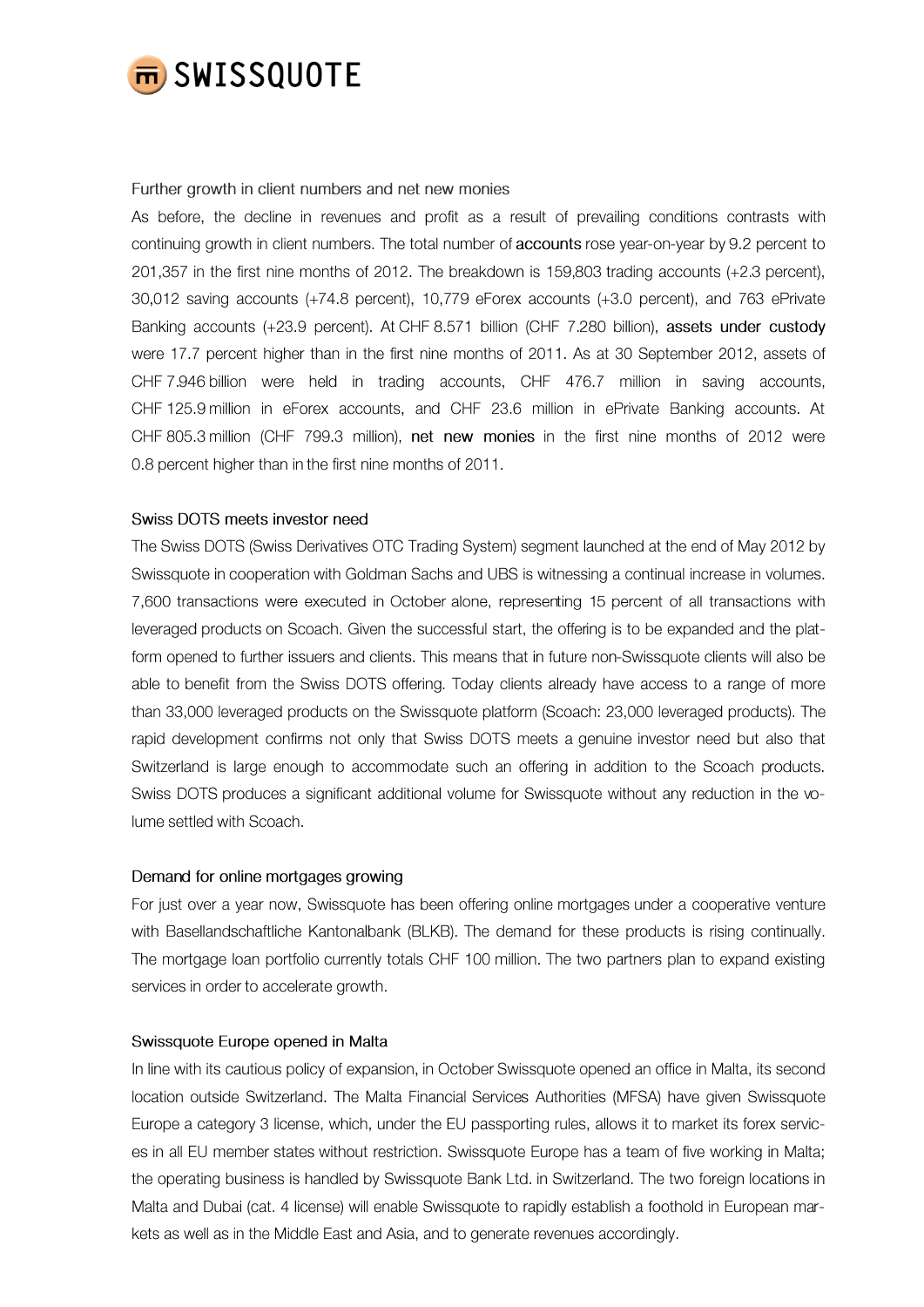## Further growth in client numbers and net new monies

As before, the decline in revenues and profit as a result of prevailing conditions contrasts with continuing growth in client numbers. The total number of **accounts** rose year-on-year by 9.2 percent to 201,357 in the first nine months of 2012. The breakdown is 159,803 trading accounts (+2.3 percent), 30,012 saving accounts (+74.8 percent), 10,779 eForex accounts (+3.0 percent), and 763 ePrivate Banking accounts (+23.9 percent). At CHF 8.571 billion (CHF 7.280 billion), **assets under custody** were 17.7 percent higher than in the first nine months of 2011. As at 30 September 2012, assets of CHF 7.946 billion were held in trading accounts, CHF 476.7 million in saving accounts, CHF 125.9 million in eForex accounts, and CHF 23.6 million in ePrivate Banking accounts. At CHF 805.3 million (CHF 799.3 million), **net new monies** in the first nine months of 2012 were 0.8 percent higher than in the first nine months of 2011.

## Swiss DOTS meets investor need

The Swiss DOTS (Swiss Derivatives OTC Trading System) segment launched at the end of May 2012 by Swissquote in cooperation with Goldman Sachs and UBS is witnessing a continual increase in volumes. 7,600 transactions were executed in October alone, representing 15 percent of all transactions with leveraged products on Scoach. Given the successful start, the offering is to be expanded and the platform opened to further issuers and clients. This means that in future non-Swissquote clients will also be able to benefit from the Swiss DOTS offering. Today clients already have access to a range of more than 33,000 leveraged products on the Swissquote platform (Scoach: 23,000 leveraged products). The rapid development confirms not only that Swiss DOTS meets a genuine investor need but also that Switzerland is large enough to accommodate such an offering in addition to the Scoach products. Swiss DOTS produces a significant additional volume for Swissquote without any reduction in the volume settled with Scoach.

## Demand for online mortgages growing

For just over a year now, Swissquote has been offering online mortgages under a cooperative venture with Basellandschaftliche Kantonalbank (BLKB). The demand for these products is rising continually. The mortgage loan portfolio currently totals CHF 100 million. The two partners plan to expand existing services in order to accelerate growth.

## Swissquote Europe opened in Malta

In line with its cautious policy of expansion, in October Swissquote opened an office in Malta, its second location outside Switzerland. The Malta Financial Services Authorities (MFSA) have given Swissquote Europe a category 3 license, which, under the EU passporting rules, allows it to market its forex services in all EU member states without restriction. Swissquote Europe has a team of five working in Malta; the operating business is handled by Swissquote Bank Ltd. in Switzerland. The two foreign locations in Malta and Dubai (cat. 4 license) will enable Swissquote to rapidly establish a foothold in European markets as well as in the Middle East and Asia, and to generate revenues accordingly.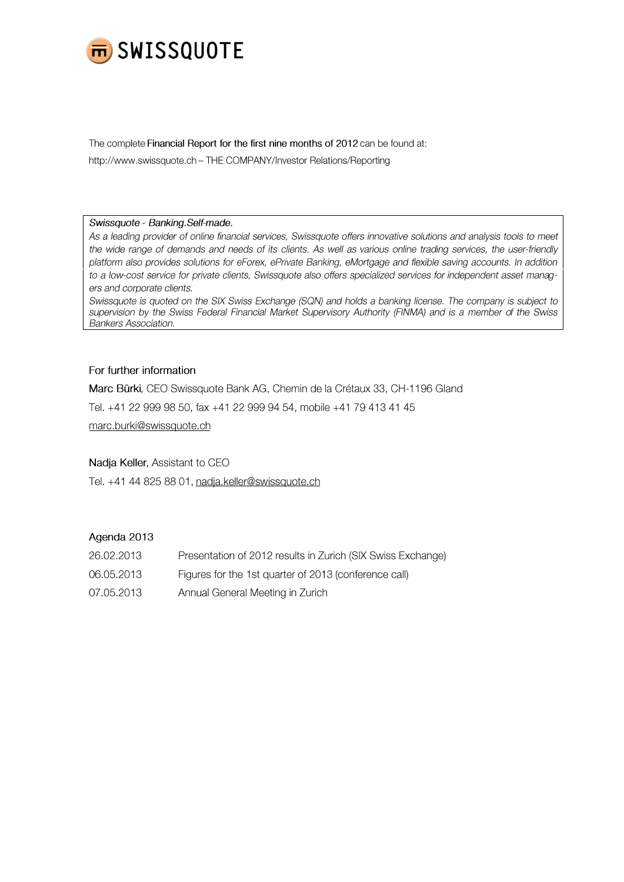# SWISSQUOTE

The complete **Financial Report for the first nine months of 2012** can be found at:
http://www.swissquote.ch – THE COMPANY/Investor Relations/Reporting

*Swissquote - Banking.Self-made.*
*As a leading provider of online financial services, Swissquote offers innovative solutions and analysis tools to meet the wide range of demands and needs of its clients. As well as various online trading services, the user-friendly platform also provides solutions for eForex, ePrivate Banking, eMortgage and flexible saving accounts. In addition to a low-cost service for private clients, Swissquote also offers specialized services for independent asset managers and corporate clients.*
*Swissquote is quoted on the SIX Swiss Exchange (SQN) and holds a banking license. The company is subject to supervision by the Swiss Federal Financial Market Supervisory Authority (FINMA) and is a member of the Swiss Bankers Association.*

## For further information

**Marc Bürki**, CEO Swissquote Bank AG, Chemin de la Crétaux 33, CH-1196 Gland
Tel. +41 22 999 98 50, fax +41 22 999 94 54, mobile +41 79 413 41 45
marc.burki@swissquote.ch

**Nadja Keller**, Assistant to CEO
Tel. +41 44 825 88 01, nadja.keller@swissquote.ch

## Agenda 2013

| | |
|---|---|
| 26.02.2013 | Presentation of 2012 results in Zurich (SIX Swiss Exchange) |
| 06.05.2013 | Figures for the 1st quarter of 2013 (conference call) |
| 07.05.2013 | Annual General Meeting in Zurich |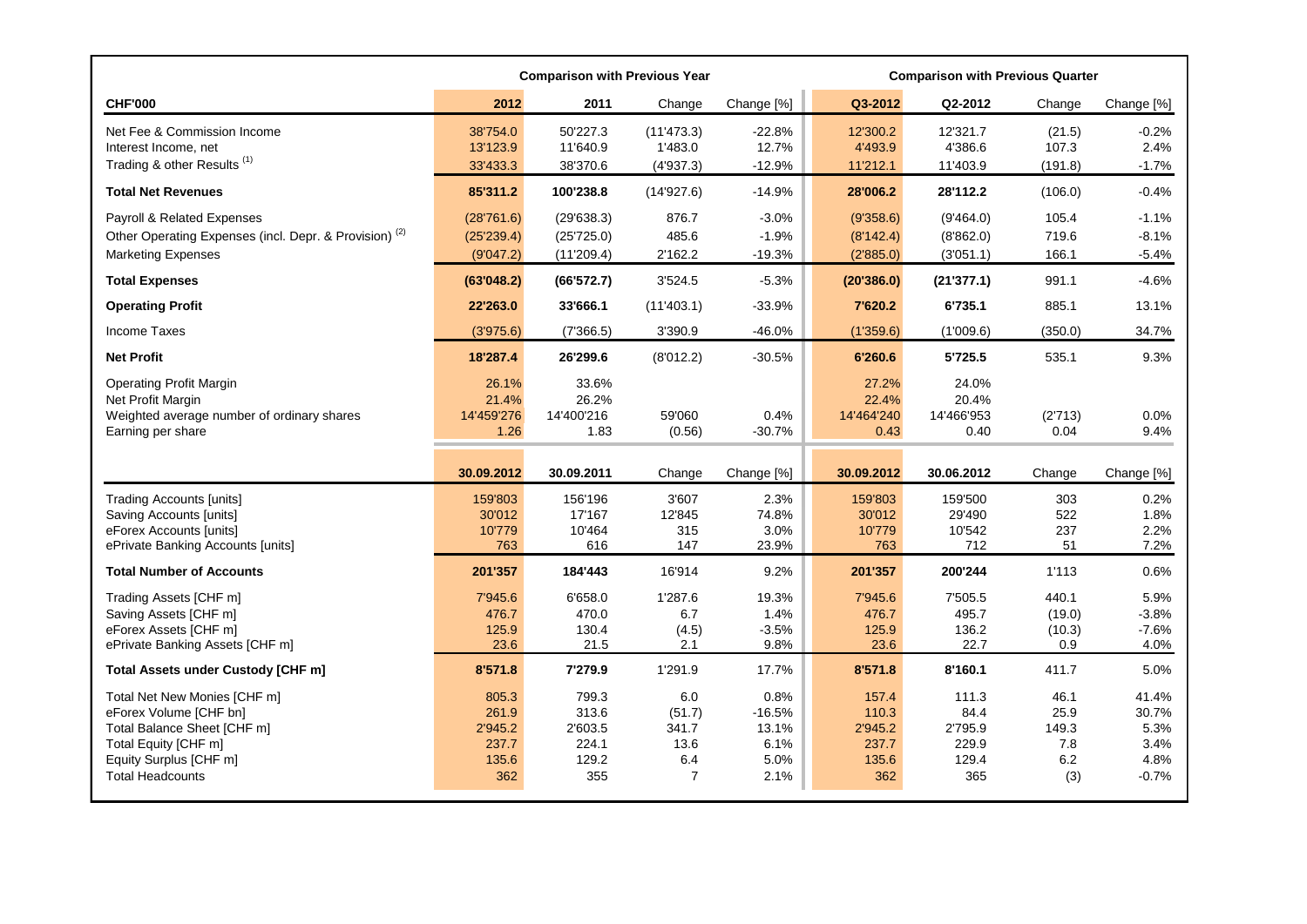| | Comparison with Previous Year | | | | Comparison with Previous Quarter | | | |
|---|---|---|---|---|---|---|---|---|
| **CHF'000** | **2012** | **2011** | Change | Change [%] | **Q3-2012** | **Q2-2012** | Change | Change [%] |
| Net Fee & Commission Income | 38'754.0 | 50'227.3 | (11'473.3) | -22.8% | 12'300.2 | 12'321.7 | (21.5) | -0.2% |
| Interest Income, net | 13'123.9 | 11'640.9 | 1'483.0 | 12.7% | 4'493.9 | 4'386.6 | 107.3 | 2.4% |
| Trading & other Results [(1)] | 33'433.3 | 38'370.6 | (4'937.3) | -12.9% | 11'212.1 | 11'403.9 | (191.8) | -1.7% |
| **Total Net Revenues** | **85'311.2** | **100'238.8** | (14'927.6) | -14.9% | **28'006.2** | **28'112.2** | (106.0) | -0.4% |
| Payroll & Related Expenses | (28'761.6) | (29'638.3) | 876.7 | -3.0% | (9'358.6) | (9'464.0) | 105.4 | -1.1% |
| Other Operating Expenses (incl. Depr. & Provision) [(2)] | (25'239.4) | (25'725.0) | 485.6 | -1.9% | (8'142.4) | (8'862.0) | 719.6 | -8.1% |
| Marketing Expenses | (9'047.2) | (11'209.4) | 2'162.2 | -19.3% | (2'885.0) | (3'051.1) | 166.1 | -5.4% |
| **Total Expenses** | **(63'048.2)** | **(66'572.7)** | 3'524.5 | -5.3% | **(20'386.0)** | **(21'377.1)** | 991.1 | -4.6% |
| **Operating Profit** | **22'263.0** | **33'666.1** | (11'403.1) | -33.9% | **7'620.2** | **6'735.1** | 885.1 | 13.1% |
| Income Taxes | (3'975.6) | (7'366.5) | 3'390.9 | -46.0% | (1'359.6) | (1'009.6) | (350.0) | 34.7% |
| **Net Profit** | **18'287.4** | **26'299.6** | (8'012.2) | -30.5% | **6'260.6** | **5'725.5** | 535.1 | 9.3% |
| Operating Profit Margin | 26.1% | 33.6% | | | 27.2% | 24.0% | | |
| Net Profit Margin | 21.4% | 26.2% | | | 22.4% | 20.4% | | |
| Weighted average number of ordinary shares | 14'459'276 | 14'400'216 | 59'060 | 0.4% | 14'464'240 | 14'466'953 | (2'713) | 0.0% |
| Earning per share | 1.26 | 1.83 | (0.56) | -30.7% | 0.43 | 0.40 | 0.04 | 9.4% |
| | **30.09.2012** | **30.09.2011** | Change | Change [%] | **30.09.2012** | **30.06.2012** | Change | Change [%] |
| Trading Accounts [units] | 159'803 | 156'196 | 3'607 | 2.3% | 159'803 | 159'500 | 303 | 0.2% |
| Saving Accounts [units] | 30'012 | 17'167 | 12'845 | 74.8% | 30'012 | 29'490 | 522 | 1.8% |
| eForex Accounts [units] | 10'779 | 10'464 | 315 | 3.0% | 10'779 | 10'542 | 237 | 2.2% |
| ePrivate Banking Accounts [units] | 763 | 616 | 147 | 23.9% | 763 | 712 | 51 | 7.2% |
| **Total Number of Accounts** | **201'357** | **184'443** | 16'914 | 9.2% | **201'357** | **200'244** | 1'113 | 0.6% |
| Trading Assets [CHF m] | 7'945.6 | 6'658.0 | 1'287.6 | 19.3% | 7'945.6 | 7'505.5 | 440.1 | 5.9% |
| Saving Assets [CHF m] | 476.7 | 470.0 | 6.7 | 1.4% | 476.7 | 495.7 | (19.0) | -3.8% |
| eForex Assets [CHF m] | 125.9 | 130.4 | (4.5) | -3.5% | 125.9 | 136.2 | (10.3) | -7.6% |
| ePrivate Banking Assets [CHF m] | 23.6 | 21.5 | 2.1 | 9.8% | 23.6 | 22.7 | 0.9 | 4.0% |
| **Total Assets under Custody [CHF m]** | **8'571.8** | **7'279.9** | 1'291.9 | 17.7% | **8'571.8** | **8'160.1** | 411.7 | 5.0% |
| Total Net New Monies [CHF m] | 805.3 | 799.3 | 6.0 | 0.8% | 157.4 | 111.3 | 46.1 | 41.4% |
| eForex Volume [CHF bn] | 261.9 | 313.6 | (51.7) | -16.5% | 110.3 | 84.4 | 25.9 | 30.7% |
| Total Balance Sheet [CHF m] | 2'945.2 | 2'603.5 | 341.7 | 13.1% | 2'945.2 | 2'795.9 | 149.3 | 5.3% |
| Total Equity [CHF m] | 237.7 | 224.1 | 13.6 | 6.1% | 237.7 | 229.9 | 7.8 | 3.4% |
| Equity Surplus [CHF m] | 135.6 | 129.2 | 6.4 | 5.0% | 135.6 | 129.4 | 6.2 | 4.8% |
| Total Headcounts | 362 | 355 | 7 | 2.1% | 362 | 365 | (3) | -0.7% |